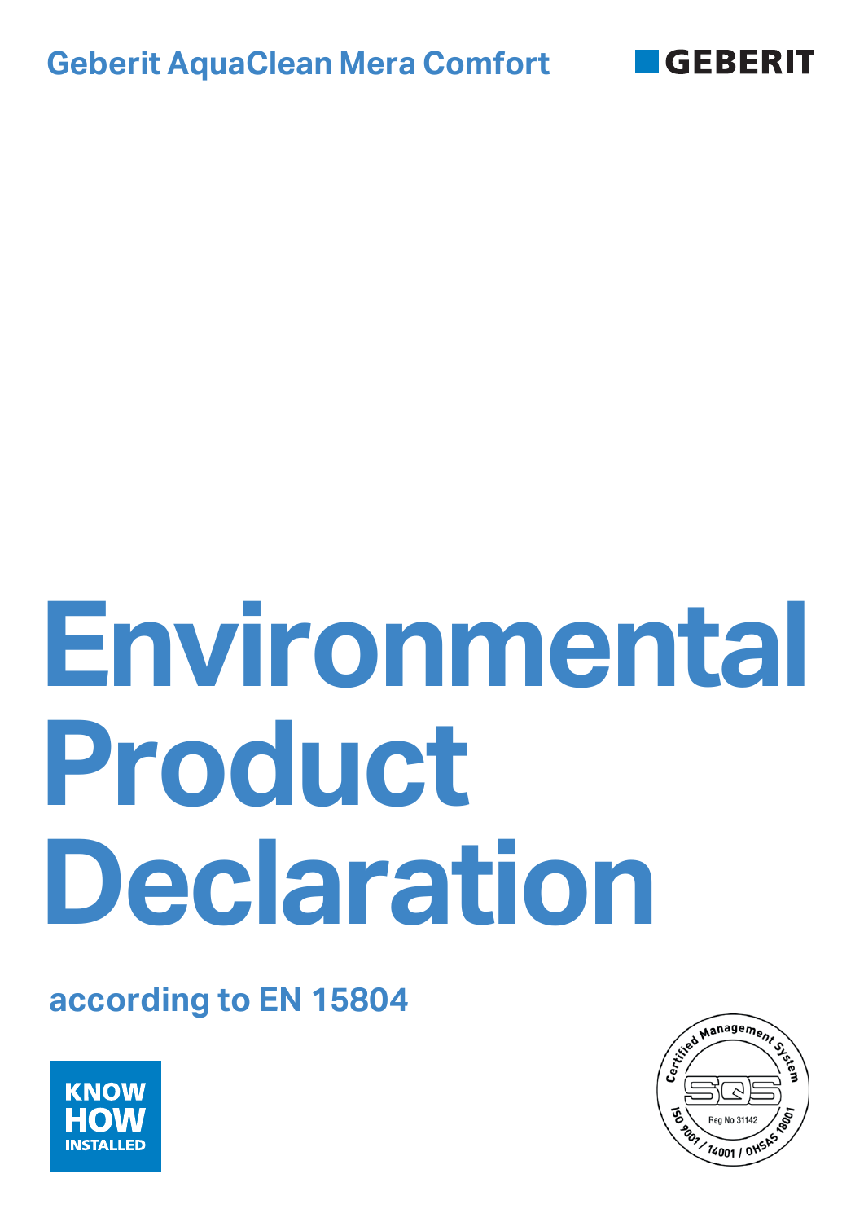Geberit AquaClean Mera Comfort

GEBERIT

# Environmental Product Declaration

according to EN 15804

KNOW HOW INSTALLED

Certified Management System SQS Reg No 31142 ISO 9001 / 14001 / OHSAS 18001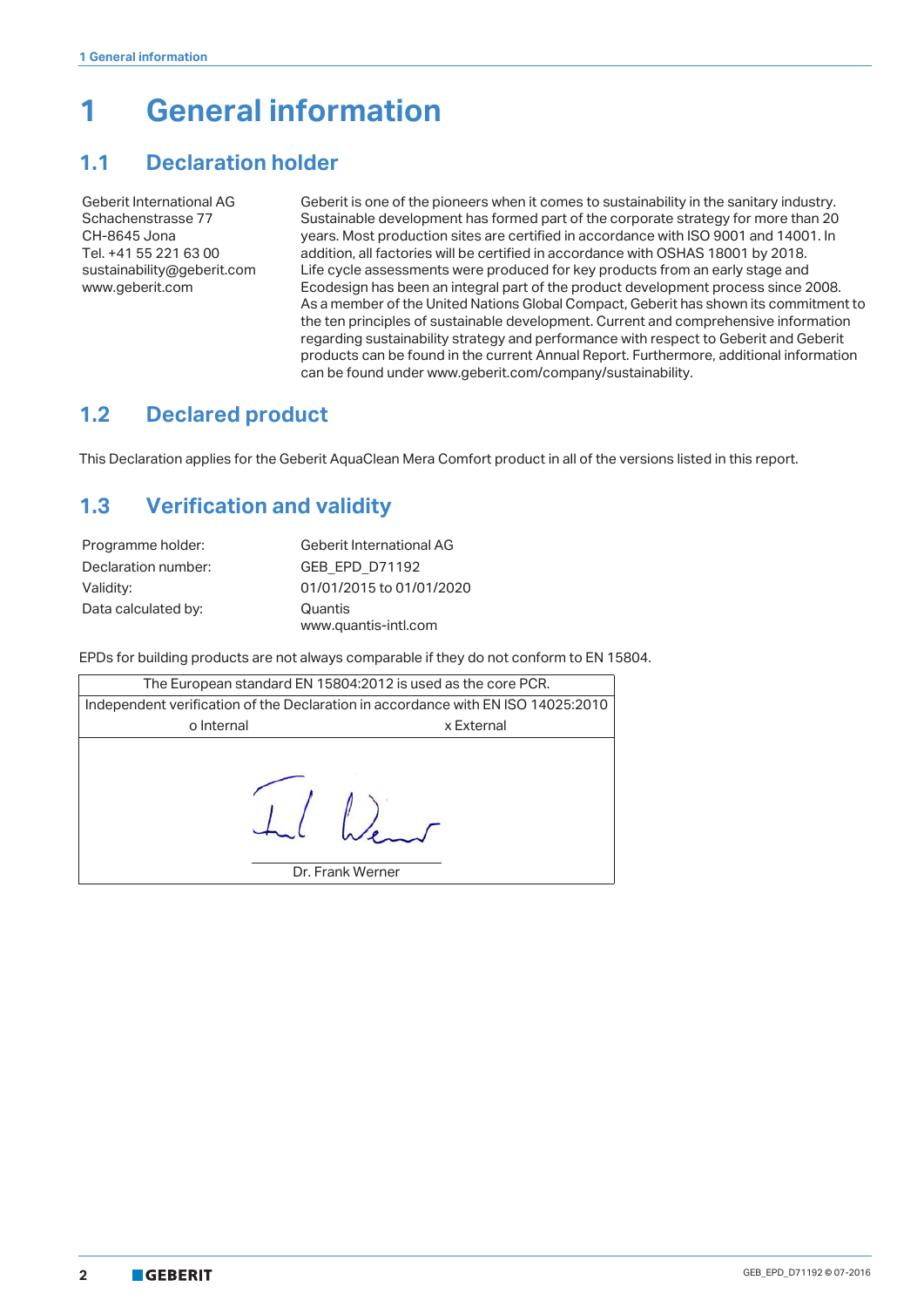# 1 General information

## 1.1 Declaration holder

Geberit International AG
Schachenstrasse 77
CH-8645 Jona
Tel. +41 55 221 63 00
sustainability@geberit.com
www.geberit.com

Geberit is one of the pioneers when it comes to sustainability in the sanitary industry. Sustainable development has formed part of the corporate strategy for more than 20 years. Most production sites are certified in accordance with ISO 9001 and 14001. In addition, all factories will be certified in accordance with OSHAS 18001 by 2018. Life cycle assessments were produced for key products from an early stage and Ecodesign has been an integral part of the product development process since 2008. As a member of the United Nations Global Compact, Geberit has shown its commitment to the ten principles of sustainable development. Current and comprehensive information regarding sustainability strategy and performance with respect to Geberit and Geberit products can be found in the current Annual Report. Furthermore, additional information can be found under www.geberit.com/company/sustainability.

## 1.2 Declared product

This Declaration applies for the Geberit AquaClean Mera Comfort product in all of the versions listed in this report.

## 1.3 Verification and validity

| | |
|---|---|
| Programme holder: | Geberit International AG |
| Declaration number: | GEB_EPD_D71192 |
| Validity: | 01/01/2015 to 01/01/2020 |
| Data calculated by: | Quantis<br>www.quantis-intl.com |

EPDs for building products are not always comparable if they do not conform to EN 15804.

| The European standard EN 15804:2012 is used as the core PCR. | |
|---|---|
| Independent verification of the Declaration in accordance with EN ISO 14025:2010 | |
| o Internal | x External |
| Dr. Frank Werner | |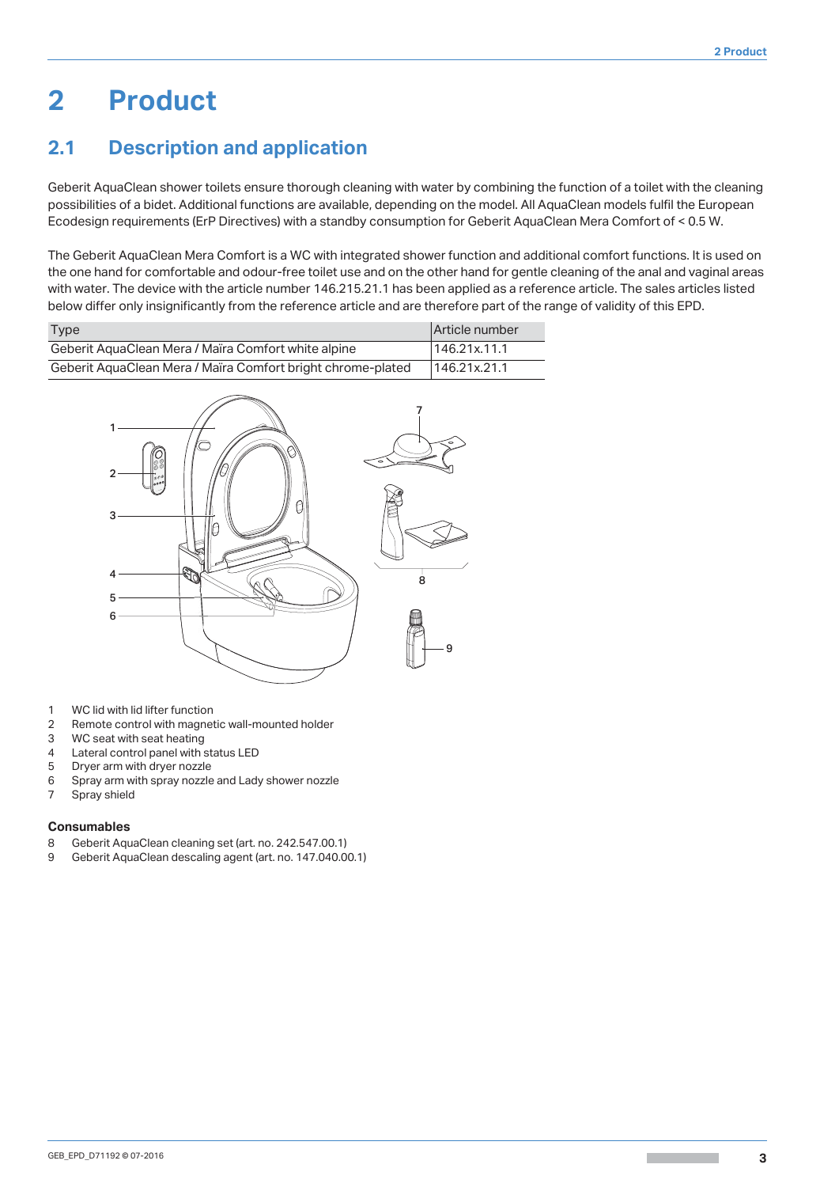# 2 Product

## 2.1 Description and application

Geberit AquaClean shower toilets ensure thorough cleaning with water by combining the function of a toilet with the cleaning possibilities of a bidet. Additional functions are available, depending on the model. All AquaClean models fulfil the European Ecodesign requirements (ErP Directives) with a standby consumption for Geberit AquaClean Mera Comfort of < 0.5 W.

The Geberit AquaClean Mera Comfort is a WC with integrated shower function and additional comfort functions. It is used on the one hand for comfortable and odour-free toilet use and on the other hand for gentle cleaning of the anal and vaginal areas with water. The device with the article number 146.215.21.1 has been applied as a reference article. The sales articles listed below differ only insignificantly from the reference article and are therefore part of the range of validity of this EPD.

| Type | Article number |
|---|---|
| Geberit AquaClean Mera / Maïra Comfort white alpine | 146.21x.11.1 |
| Geberit AquaClean Mera / Maïra Comfort bright chrome-plated | 146.21x.21.1 |

1 WC lid with lid lifter function
2 Remote control with magnetic wall-mounted holder
3 WC seat with seat heating
4 Lateral control panel with status LED
5 Dryer arm with dryer nozzle
6 Spray arm with spray nozzle and Lady shower nozzle
7 Spray shield

**Consumables**

8 Geberit AquaClean cleaning set (art. no. 242.547.00.1)
9 Geberit AquaClean descaling agent (art. no. 147.040.00.1)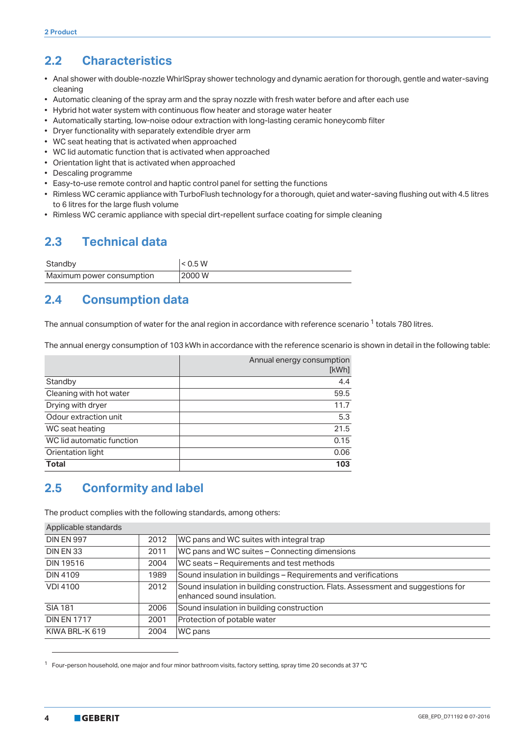## 2.2 Characteristics

- Anal shower with double-nozzle WhirlSpray shower technology and dynamic aeration for thorough, gentle and water-saving cleaning
- Automatic cleaning of the spray arm and the spray nozzle with fresh water before and after each use
- Hybrid hot water system with continuous flow heater and storage water heater
- Automatically starting, low-noise odour extraction with long-lasting ceramic honeycomb filter
- Dryer functionality with separately extendible dryer arm
- WC seat heating that is activated when approached
- WC lid automatic function that is activated when approached
- Orientation light that is activated when approached
- Descaling programme
- Easy-to-use remote control and haptic control panel for setting the functions
- Rimless WC ceramic appliance with TurboFlush technology for a thorough, quiet and water-saving flushing out with 4.5 litres to 6 litres for the large flush volume
- Rimless WC ceramic appliance with special dirt-repellent surface coating for simple cleaning

## 2.3 Technical data

| | |
|---|---|
| Standby | < 0.5 W |
| Maximum power consumption | 2000 W |

## 2.4 Consumption data

The annual consumption of water for the anal region in accordance with reference scenario [1] totals 780 litres.

The annual energy consumption of 103 kWh in accordance with the reference scenario is shown in detail in the following table:

| | Annual energy consumption [kWh] |
|---|---:|
| Standby | 4.4 |
| Cleaning with hot water | 59.5 |
| Drying with dryer | 11.7 |
| Odour extraction unit | 5.3 |
| WC seat heating | 21.5 |
| WC lid automatic function | 0.15 |
| Orientation light | 0.06 |
| **Total** | **103** |

## 2.5 Conformity and label

The product complies with the following standards, among others:

| Applicable standards | | |
|---|---|---|
| DIN EN 997 | 2012 | WC pans and WC suites with integral trap |
| DIN EN 33 | 2011 | WC pans and WC suites – Connecting dimensions |
| DIN 19516 | 2004 | WC seats – Requirements and test methods |
| DIN 4109 | 1989 | Sound insulation in buildings – Requirements and verifications |
| VDI 4100 | 2012 | Sound insulation in building construction. Flats. Assessment and suggestions for enhanced sound insulation. |
| SIA 181 | 2006 | Sound insulation in building construction |
| DIN EN 1717 | 2001 | Protection of potable water |
| KIWA BRL-K 619 | 2004 | WC pans |

[1] Four-person household, one major and four minor bathroom visits, factory setting, spray time 20 seconds at 37 °C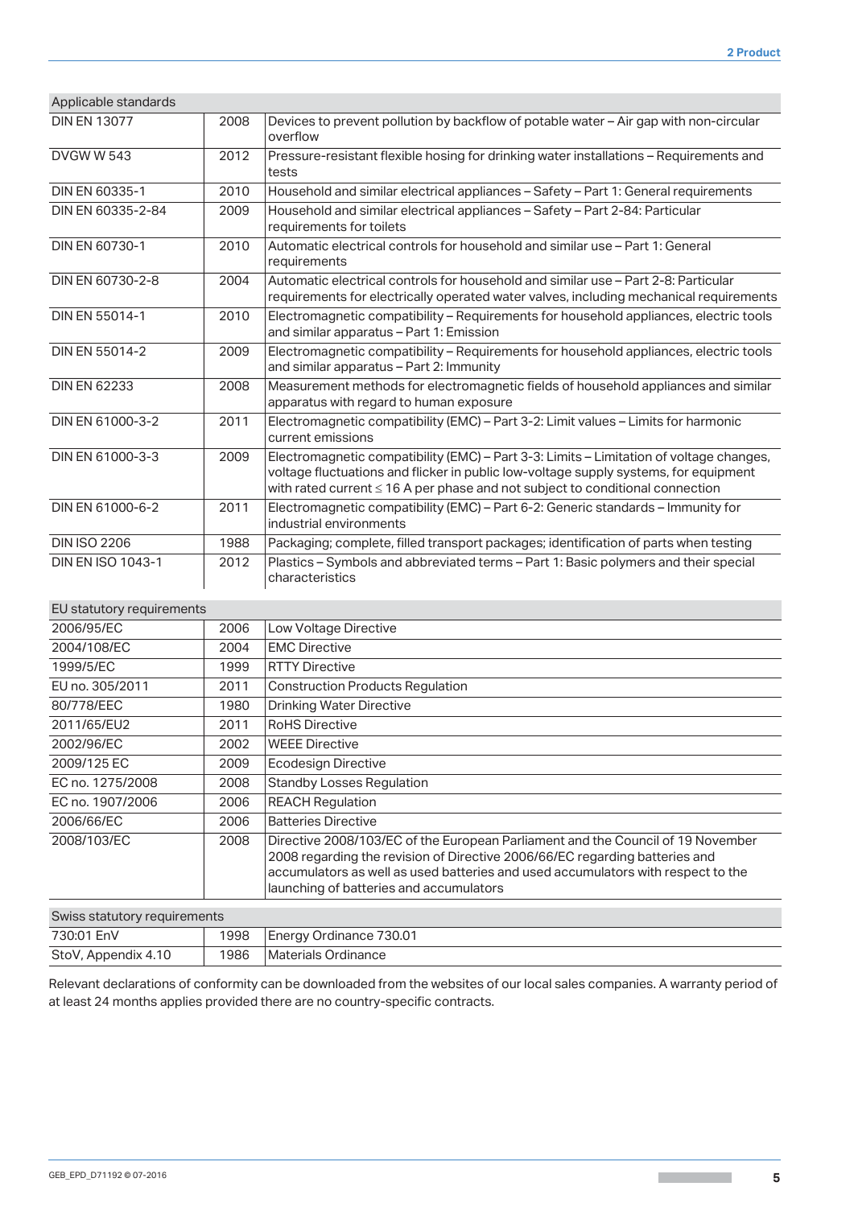| Applicable standards | | |
|---|---|---|
| DIN EN 13077 | 2008 | Devices to prevent pollution by backflow of potable water – Air gap with non-circular overflow |
| DVGW W 543 | 2012 | Pressure-resistant flexible hosing for drinking water installations – Requirements and tests |
| DIN EN 60335-1 | 2010 | Household and similar electrical appliances – Safety – Part 1: General requirements |
| DIN EN 60335-2-84 | 2009 | Household and similar electrical appliances – Safety – Part 2-84: Particular requirements for toilets |
| DIN EN 60730-1 | 2010 | Automatic electrical controls for household and similar use – Part 1: General requirements |
| DIN EN 60730-2-8 | 2004 | Automatic electrical controls for household and similar use – Part 2-8: Particular requirements for electrically operated water valves, including mechanical requirements |
| DIN EN 55014-1 | 2010 | Electromagnetic compatibility – Requirements for household appliances, electric tools and similar apparatus – Part 1: Emission |
| DIN EN 55014-2 | 2009 | Electromagnetic compatibility – Requirements for household appliances, electric tools and similar apparatus – Part 2: Immunity |
| DIN EN 62233 | 2008 | Measurement methods for electromagnetic fields of household appliances and similar apparatus with regard to human exposure |
| DIN EN 61000-3-2 | 2011 | Electromagnetic compatibility (EMC) – Part 3-2: Limit values – Limits for harmonic current emissions |
| DIN EN 61000-3-3 | 2009 | Electromagnetic compatibility (EMC) – Part 3-3: Limits – Limitation of voltage changes, voltage fluctuations and flicker in public low-voltage supply systems, for equipment with rated current ≤ 16 A per phase and not subject to conditional connection |
| DIN EN 61000-6-2 | 2011 | Electromagnetic compatibility (EMC) – Part 6-2: Generic standards – Immunity for industrial environments |
| DIN ISO 2206 | 1988 | Packaging; complete, filled transport packages; identification of parts when testing |
| DIN EN ISO 1043-1 | 2012 | Plastics – Symbols and abbreviated terms – Part 1: Basic polymers and their special characteristics |

| EU statutory requirements | | |
|---|---|---|
| 2006/95/EC | 2006 | Low Voltage Directive |
| 2004/108/EC | 2004 | EMC Directive |
| 1999/5/EC | 1999 | RTTY Directive |
| EU no. 305/2011 | 2011 | Construction Products Regulation |
| 80/778/EEC | 1980 | Drinking Water Directive |
| 2011/65/EU2 | 2011 | RoHS Directive |
| 2002/96/EC | 2002 | WEEE Directive |
| 2009/125 EC | 2009 | Ecodesign Directive |
| EC no. 1275/2008 | 2008 | Standby Losses Regulation |
| EC no. 1907/2006 | 2006 | REACH Regulation |
| 2006/66/EC | 2006 | Batteries Directive |
| 2008/103/EC | 2008 | Directive 2008/103/EC of the European Parliament and the Council of 19 November 2008 regarding the revision of Directive 2006/66/EC regarding batteries and accumulators as well as used batteries and used accumulators with respect to the launching of batteries and accumulators |

| Swiss statutory requirements | | |
|---|---|---|
| 730:01 EnV | 1998 | Energy Ordinance 730.01 |
| StoV, Appendix 4.10 | 1986 | Materials Ordinance |

Relevant declarations of conformity can be downloaded from the websites of our local sales companies. A warranty period of at least 24 months applies provided there are no country-specific contracts.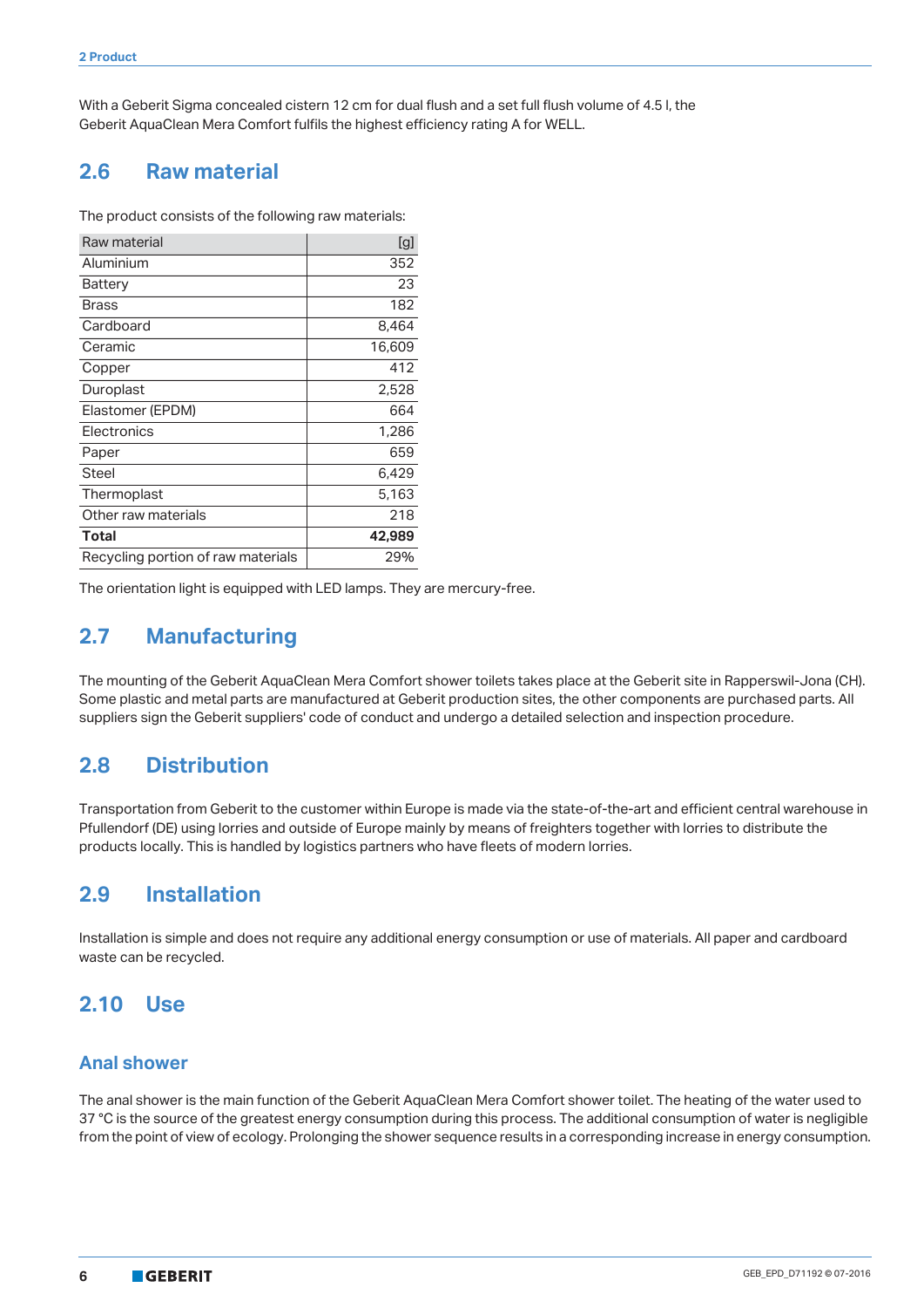With a Geberit Sigma concealed cistern 12 cm for dual flush and a set full flush volume of 4.5 l, the Geberit AquaClean Mera Comfort fulfils the highest efficiency rating A for WELL.

## 2.6 Raw material

The product consists of the following raw materials:

| Raw material | [g] |
|---|---:|
| Aluminium | 352 |
| Battery | 23 |
| Brass | 182 |
| Cardboard | 8,464 |
| Ceramic | 16,609 |
| Copper | 412 |
| Duroplast | 2,528 |
| Elastomer (EPDM) | 664 |
| Electronics | 1,286 |
| Paper | 659 |
| Steel | 6,429 |
| Thermoplast | 5,163 |
| Other raw materials | 218 |
| **Total** | **42,989** |
| Recycling portion of raw materials | 29% |

The orientation light is equipped with LED lamps. They are mercury-free.

## 2.7 Manufacturing

The mounting of the Geberit AquaClean Mera Comfort shower toilets takes place at the Geberit site in Rapperswil-Jona (CH). Some plastic and metal parts are manufactured at Geberit production sites, the other components are purchased parts. All suppliers sign the Geberit suppliers' code of conduct and undergo a detailed selection and inspection procedure.

## 2.8 Distribution

Transportation from Geberit to the customer within Europe is made via the state-of-the-art and efficient central warehouse in Pfullendorf (DE) using lorries and outside of Europe mainly by means of freighters together with lorries to distribute the products locally. This is handled by logistics partners who have fleets of modern lorries.

## 2.9 Installation

Installation is simple and does not require any additional energy consumption or use of materials. All paper and cardboard waste can be recycled.

## 2.10 Use

### Anal shower

The anal shower is the main function of the Geberit AquaClean Mera Comfort shower toilet. The heating of the water used to 37 °C is the source of the greatest energy consumption during this process. The additional consumption of water is negligible from the point of view of ecology. Prolonging the shower sequence results in a corresponding increase in energy consumption.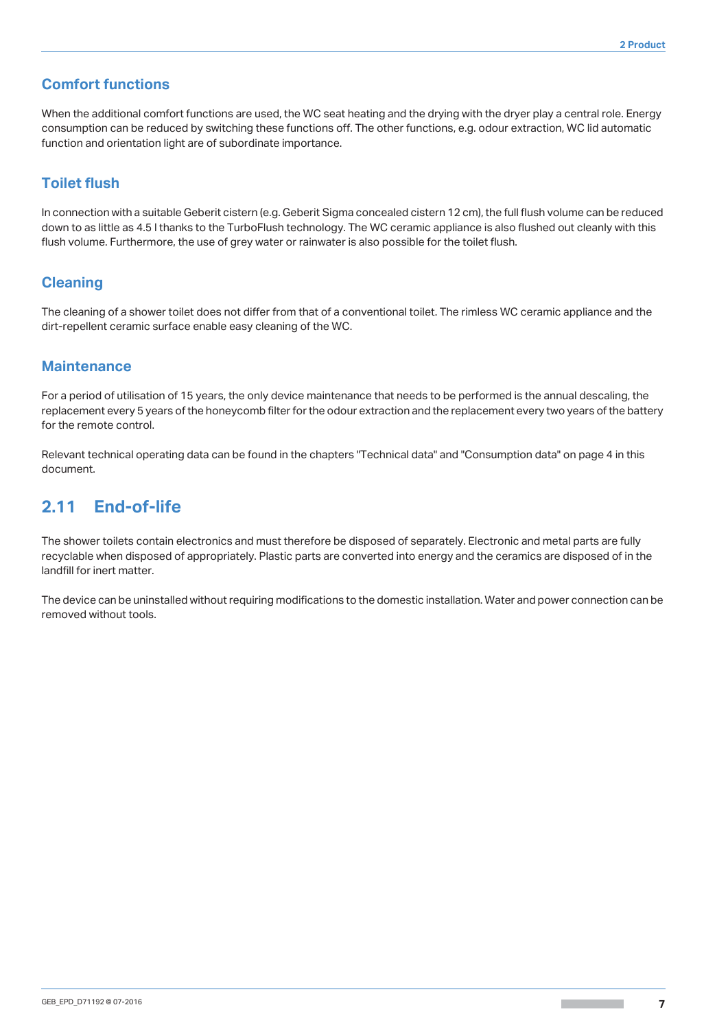### Comfort functions

When the additional comfort functions are used, the WC seat heating and the drying with the dryer play a central role. Energy consumption can be reduced by switching these functions off. The other functions, e.g. odour extraction, WC lid automatic function and orientation light are of subordinate importance.

### Toilet flush

In connection with a suitable Geberit cistern (e.g. Geberit Sigma concealed cistern 12 cm), the full flush volume can be reduced down to as little as 4.5 l thanks to the TurboFlush technology. The WC ceramic appliance is also flushed out cleanly with this flush volume. Furthermore, the use of grey water or rainwater is also possible for the toilet flush.

### Cleaning

The cleaning of a shower toilet does not differ from that of a conventional toilet. The rimless WC ceramic appliance and the dirt-repellent ceramic surface enable easy cleaning of the WC.

### Maintenance

For a period of utilisation of 15 years, the only device maintenance that needs to be performed is the annual descaling, the replacement every 5 years of the honeycomb filter for the odour extraction and the replacement every two years of the battery for the remote control.

Relevant technical operating data can be found in the chapters "Technical data" and "Consumption data" on page 4 in this document.

## 2.11 End-of-life

The shower toilets contain electronics and must therefore be disposed of separately. Electronic and metal parts are fully recyclable when disposed of appropriately. Plastic parts are converted into energy and the ceramics are disposed of in the landfill for inert matter.

The device can be uninstalled without requiring modifications to the domestic installation. Water and power connection can be removed without tools.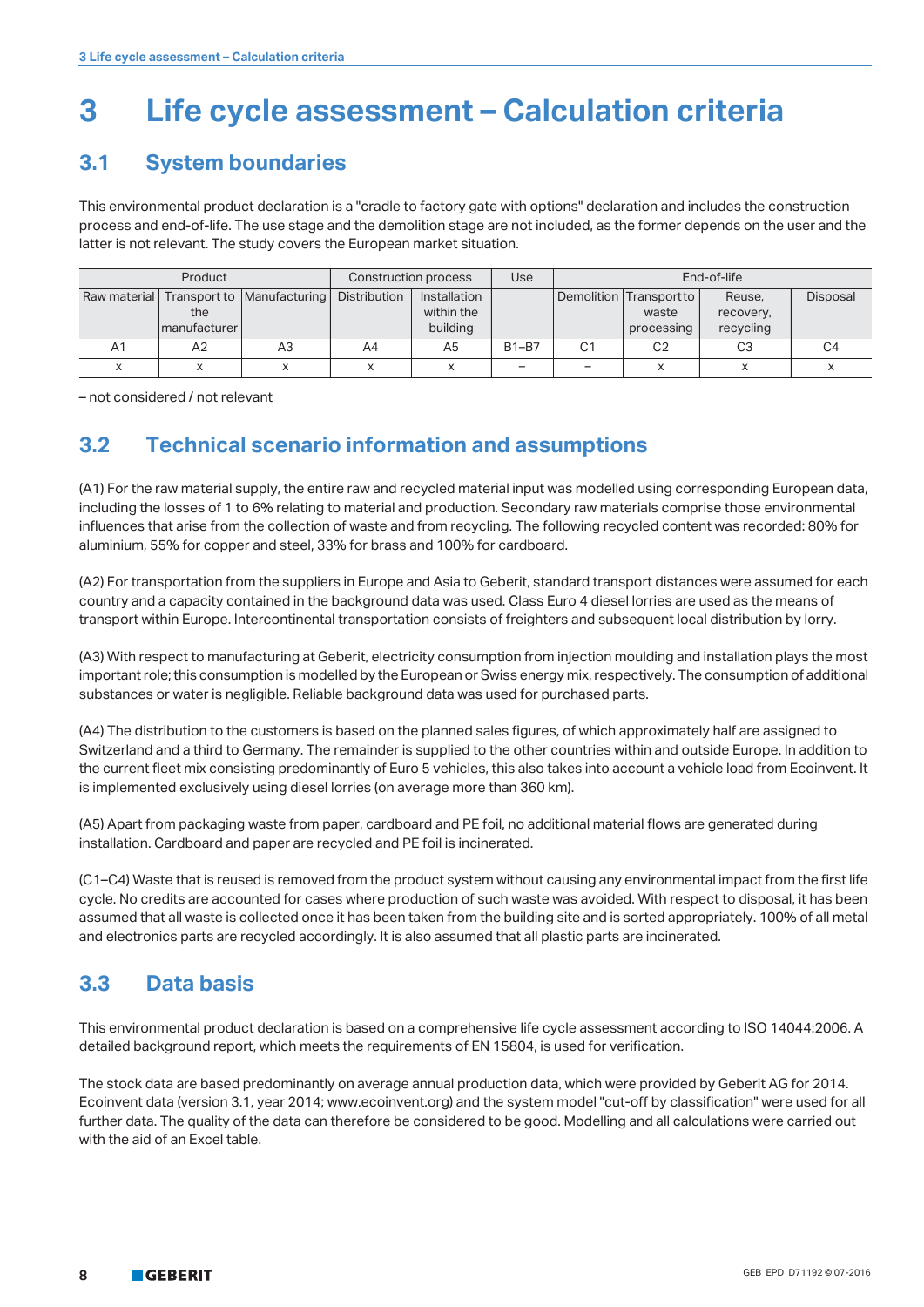# 3 Life cycle assessment – Calculation criteria

## 3.1 System boundaries

This environmental product declaration is a "cradle to factory gate with options" declaration and includes the construction process and end-of-life. The use stage and the demolition stage are not included, as the former depends on the user and the latter is not relevant. The study covers the European market situation.

| Product | | | Construction process | | Use | End-of-life | | | |
|---|---|---|---|---|---|---|---|---|---|
| Raw material | Transport to the manufacturer | Manufacturing | Distribution | Installation within the building | | Demolition | Transport to waste processing | Reuse, recovery, recycling | Disposal |
| A1 | A2 | A3 | A4 | A5 | B1–B7 | C1 | C2 | C3 | C4 |
| x | x | x | x | x | – | – | x | x | x |

– not considered / not relevant

## 3.2 Technical scenario information and assumptions

(A1) For the raw material supply, the entire raw and recycled material input was modelled using corresponding European data, including the losses of 1 to 6% relating to material and production. Secondary raw materials comprise those environmental influences that arise from the collection of waste and from recycling. The following recycled content was recorded: 80% for aluminium, 55% for copper and steel, 33% for brass and 100% for cardboard.

(A2) For transportation from the suppliers in Europe and Asia to Geberit, standard transport distances were assumed for each country and a capacity contained in the background data was used. Class Euro 4 diesel lorries are used as the means of transport within Europe. Intercontinental transportation consists of freighters and subsequent local distribution by lorry.

(A3) With respect to manufacturing at Geberit, electricity consumption from injection moulding and installation plays the most important role; this consumption is modelled by the European or Swiss energy mix, respectively. The consumption of additional substances or water is negligible. Reliable background data was used for purchased parts.

(A4) The distribution to the customers is based on the planned sales figures, of which approximately half are assigned to Switzerland and a third to Germany. The remainder is supplied to the other countries within and outside Europe. In addition to the current fleet mix consisting predominantly of Euro 5 vehicles, this also takes into account a vehicle load from Ecoinvent. It is implemented exclusively using diesel lorries (on average more than 360 km).

(A5) Apart from packaging waste from paper, cardboard and PE foil, no additional material flows are generated during installation. Cardboard and paper are recycled and PE foil is incinerated.

(C1–C4) Waste that is reused is removed from the product system without causing any environmental impact from the first life cycle. No credits are accounted for cases where production of such waste was avoided. With respect to disposal, it has been assumed that all waste is collected once it has been taken from the building site and is sorted appropriately. 100% of all metal and electronics parts are recycled accordingly. It is also assumed that all plastic parts are incinerated.

## 3.3 Data basis

This environmental product declaration is based on a comprehensive life cycle assessment according to ISO 14044:2006. A detailed background report, which meets the requirements of EN 15804, is used for verification.

The stock data are based predominantly on average annual production data, which were provided by Geberit AG for 2014. Ecoinvent data (version 3.1, year 2014; www.ecoinvent.org) and the system model "cut-off by classification" were used for all further data. The quality of the data can therefore be considered to be good. Modelling and all calculations were carried out with the aid of an Excel table.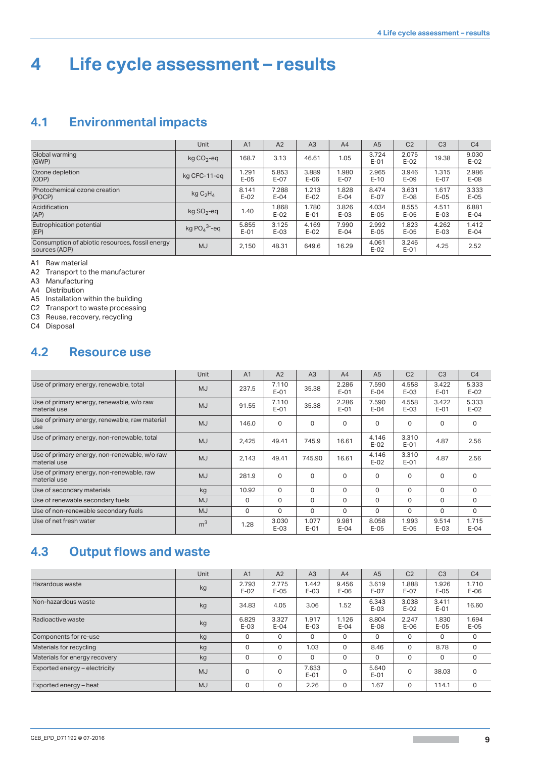# 4 Life cycle assessment – results

## 4.1 Environmental impacts

| | Unit | A1 | A2 | A3 | A4 | A5 | C2 | C3 | C4 |
|---|---|---|---|---|---|---|---|---|---|
| Global warming (GWP) | kg $CO_2$-eq | 168.7 | 3.13 | 46.61 | 1.05 | 3.724 E-01 | 2.075 E-02 | 19.38 | 9.030 E-02 |
| Ozone depletion (ODP) | kg CFC-11-eq | 1.291 E-05 | 5.853 E-07 | 3.889 E-06 | 1.980 E-07 | 2.965 E-10 | 3.946 E-09 | 1.315 E-07 | 2.986 E-08 |
| Photochemical ozone creation (POCP) | kg $C_2H_4$ | 8.141 E-02 | 7.288 E-04 | 1.213 E-02 | 1.828 E-04 | 8.474 E-07 | 3.631 E-08 | 1.617 E-05 | 3.333 E-05 |
| Acidification (AP) | kg $SO_2$-eq | 1.40 | 1.868 E-02 | 1.780 E-01 | 3.826 E-03 | 4.034 E-05 | 8.555 E-05 | 4.511 E-03 | 6.881 E-04 |
| Eutrophication potential (EP) | kg $PO_4^{3-}$-eq | 5.855 E-01 | 3.125 E-03 | 4.169 E-02 | 7.990 E-04 | 2.992 E-05 | 1.823 E-05 | 4.262 E-03 | 1.412 E-04 |
| Consumption of abiotic resources, fossil energy sources (ADP) | MJ | 2,150 | 48.31 | 649.6 | 16.29 | 4.061 E-02 | 3.246 E-01 | 4.25 | 2.52 |

A1 Raw material
A2 Transport to the manufacturer
A3 Manufacturing
A4 Distribution
A5 Installation within the building
C2 Transport to waste processing
C3 Reuse, recovery, recycling
C4 Disposal

## 4.2 Resource use

| | Unit | A1 | A2 | A3 | A4 | A5 | C2 | C3 | C4 |
|---|---|---|---|---|---|---|---|---|---|
| Use of primary energy, renewable, total | MJ | 237.5 | 7.110 E-01 | 35.38 | 2.286 E-01 | 7.590 E-04 | 4.558 E-03 | 3.422 E-01 | 5.333 E-02 |
| Use of primary energy, renewable, w/o raw material use | MJ | 91.55 | 7.110 E-01 | 35.38 | 2.286 E-01 | 7.590 E-04 | 4.558 E-03 | 3.422 E-01 | 5.333 E-02 |
| Use of primary energy, renewable, raw material use | MJ | 146.0 | 0 | 0 | 0 | 0 | 0 | 0 | 0 |
| Use of primary energy, non-renewable, total | MJ | 2,425 | 49.41 | 745.9 | 16.61 | 4.146 E-02 | 3.310 E-01 | 4.87 | 2.56 |
| Use of primary energy, non-renewable, w/o raw material use | MJ | 2,143 | 49.41 | 745.90 | 16.61 | 4.146 E-02 | 3.310 E-01 | 4.87 | 2.56 |
| Use of primary energy, non-renewable, raw material use | MJ | 281.9 | 0 | 0 | 0 | 0 | 0 | 0 | 0 |
| Use of secondary materials | kg | 10.92 | 0 | 0 | 0 | 0 | 0 | 0 | 0 |
| Use of renewable secondary fuels | MJ | 0 | 0 | 0 | 0 | 0 | 0 | 0 | 0 |
| Use of non-renewable secondary fuels | MJ | 0 | 0 | 0 | 0 | 0 | 0 | 0 | 0 |
| Use of net fresh water | $m^3$ | 1.28 | 3.030 E-03 | 1.077 E-01 | 9.981 E-04 | 8.058 E-05 | 1.993 E-05 | 9.514 E-03 | 1.715 E-04 |

## 4.3 Output flows and waste

| | Unit | A1 | A2 | A3 | A4 | A5 | C2 | C3 | C4 |
|---|---|---|---|---|---|---|---|---|---|
| Hazardous waste | kg | 2.793 E-02 | 2.775 E-05 | 1.442 E-03 | 9.456 E-06 | 3.619 E-07 | 1.888 E-07 | 1.926 E-05 | 1.710 E-06 |
| Non-hazardous waste | kg | 34.83 | 4.05 | 3.06 | 1.52 | 6.343 E-03 | 3.038 E-02 | 3.411 E-01 | 16.60 |
| Radioactive waste | kg | 6.829 E-03 | 3.327 E-04 | 1.917 E-03 | 1.126 E-04 | 8.804 E-08 | 2.247 E-06 | 1.830 E-05 | 1.694 E-05 |
| Components for re-use | kg | 0 | 0 | 0 | 0 | 0 | 0 | 0 | 0 |
| Materials for recycling | kg | 0 | 0 | 1.03 | 0 | 8.46 | 0 | 8.78 | 0 |
| Materials for energy recovery | kg | 0 | 0 | 0 | 0 | 0 | 0 | 0 | 0 |
| Exported energy – electricity | MJ | 0 | 0 | 7.633 E-01 | 0 | 5.640 E-01 | 0 | 38.03 | 0 |
| Exported energy – heat | MJ | 0 | 0 | 2.26 | 0 | 1.67 | 0 | 114.1 | 0 |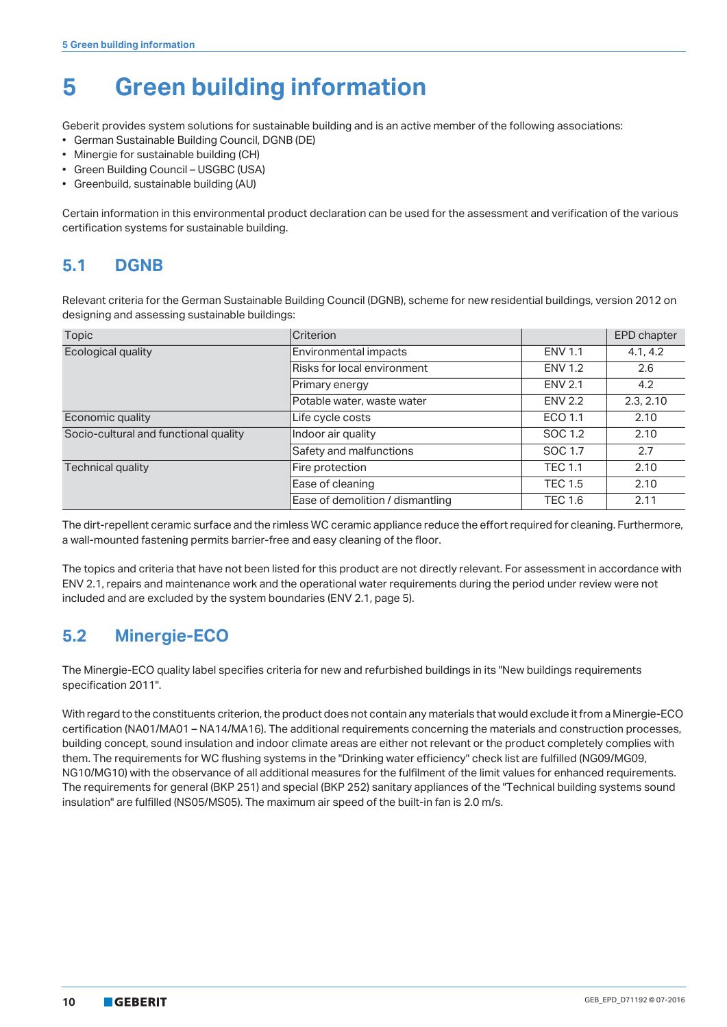# 5 Green building information

Geberit provides system solutions for sustainable building and is an active member of the following associations:

- German Sustainable Building Council, DGNB (DE)
- Minergie for sustainable building (CH)
- Green Building Council – USGBC (USA)
- Greenbuild, sustainable building (AU)

Certain information in this environmental product declaration can be used for the assessment and verification of the various certification systems for sustainable building.

## 5.1 DGNB

Relevant criteria for the German Sustainable Building Council (DGNB), scheme for new residential buildings, version 2012 on designing and assessing sustainable buildings:

| Topic | Criterion | | EPD chapter |
|---|---|---|---|
| Ecological quality | Environmental impacts | ENV 1.1 | 4.1, 4.2 |
| | Risks for local environment | ENV 1.2 | 2.6 |
| | Primary energy | ENV 2.1 | 4.2 |
| | Potable water, waste water | ENV 2.2 | 2.3, 2.10 |
| Economic quality | Life cycle costs | ECO 1.1 | 2.10 |
| Socio-cultural and functional quality | Indoor air quality | SOC 1.2 | 2.10 |
| | Safety and malfunctions | SOC 1.7 | 2.7 |
| Technical quality | Fire protection | TEC 1.1 | 2.10 |
| | Ease of cleaning | TEC 1.5 | 2.10 |
| | Ease of demolition / dismantling | TEC 1.6 | 2.11 |

The dirt-repellent ceramic surface and the rimless WC ceramic appliance reduce the effort required for cleaning. Furthermore, a wall-mounted fastening permits barrier-free and easy cleaning of the floor.

The topics and criteria that have not been listed for this product are not directly relevant. For assessment in accordance with ENV 2.1, repairs and maintenance work and the operational water requirements during the period under review were not included and are excluded by the system boundaries (ENV 2.1, page 5).

## 5.2 Minergie-ECO

The Minergie-ECO quality label specifies criteria for new and refurbished buildings in its "New buildings requirements specification 2011".

With regard to the constituents criterion, the product does not contain any materials that would exclude it from a Minergie-ECO certification (NA01/MA01 – NA14/MA16). The additional requirements concerning the materials and construction processes, building concept, sound insulation and indoor climate areas are either not relevant or the product completely complies with them. The requirements for WC flushing systems in the "Drinking water efficiency" check list are fulfilled (NG09/MG09, NG10/MG10) with the observance of all additional measures for the fulfilment of the limit values for enhanced requirements. The requirements for general (BKP 251) and special (BKP 252) sanitary appliances of the "Technical building systems sound insulation" are fulfilled (NS05/MS05). The maximum air speed of the built-in fan is 2.0 m/s.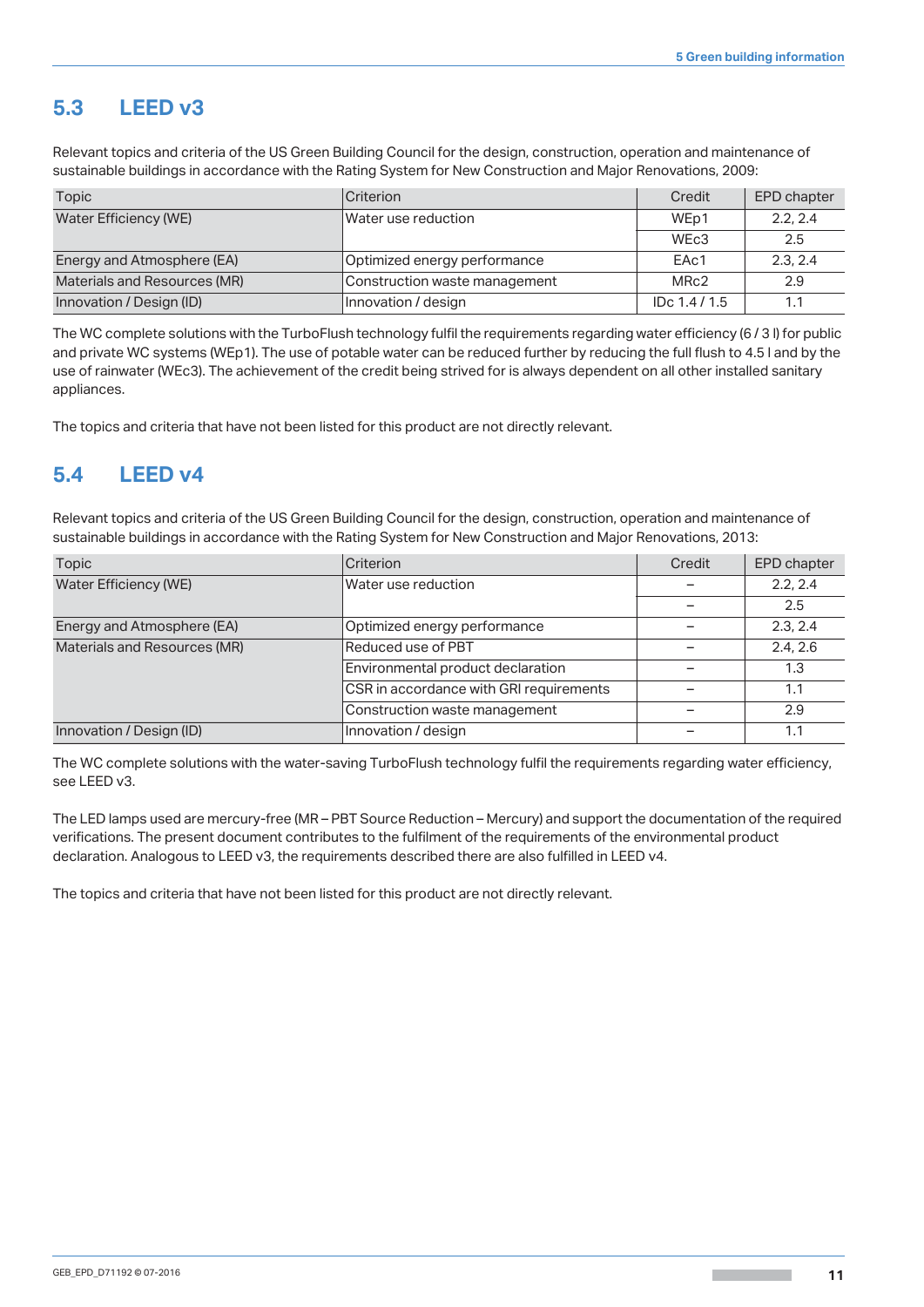## 5.3 LEED v3

Relevant topics and criteria of the US Green Building Council for the design, construction, operation and maintenance of sustainable buildings in accordance with the Rating System for New Construction and Major Renovations, 2009:

| Topic | Criterion | Credit | EPD chapter |
|---|---|---|---|
| Water Efficiency (WE) | Water use reduction | WEp1 | 2.2, 2.4 |
| | | WEc3 | 2.5 |
| Energy and Atmosphere (EA) | Optimized energy performance | EAc1 | 2.3, 2.4 |
| Materials and Resources (MR) | Construction waste management | MRc2 | 2.9 |
| Innovation / Design (ID) | Innovation / design | IDc 1.4 / 1.5 | 1.1 |

The WC complete solutions with the TurboFlush technology fulfil the requirements regarding water efficiency (6 / 3 l) for public and private WC systems (WEp1). The use of potable water can be reduced further by reducing the full flush to 4.5 l and by the use of rainwater (WEc3). The achievement of the credit being strived for is always dependent on all other installed sanitary appliances.

The topics and criteria that have not been listed for this product are not directly relevant.

## 5.4 LEED v4

Relevant topics and criteria of the US Green Building Council for the design, construction, operation and maintenance of sustainable buildings in accordance with the Rating System for New Construction and Major Renovations, 2013:

| Topic | Criterion | Credit | EPD chapter |
|---|---|---|---|
| Water Efficiency (WE) | Water use reduction | – | 2.2, 2.4 |
| | | – | 2.5 |
| Energy and Atmosphere (EA) | Optimized energy performance | – | 2.3, 2.4 |
| Materials and Resources (MR) | Reduced use of PBT | – | 2.4, 2.6 |
| | Environmental product declaration | – | 1.3 |
| | CSR in accordance with GRI requirements | – | 1.1 |
| | Construction waste management | – | 2.9 |
| Innovation / Design (ID) | Innovation / design | – | 1.1 |

The WC complete solutions with the water-saving TurboFlush technology fulfil the requirements regarding water efficiency, see LEED v3.

The LED lamps used are mercury-free (MR – PBT Source Reduction – Mercury) and support the documentation of the required verifications. The present document contributes to the fulfilment of the requirements of the environmental product declaration. Analogous to LEED v3, the requirements described there are also fulfilled in LEED v4.

The topics and criteria that have not been listed for this product are not directly relevant.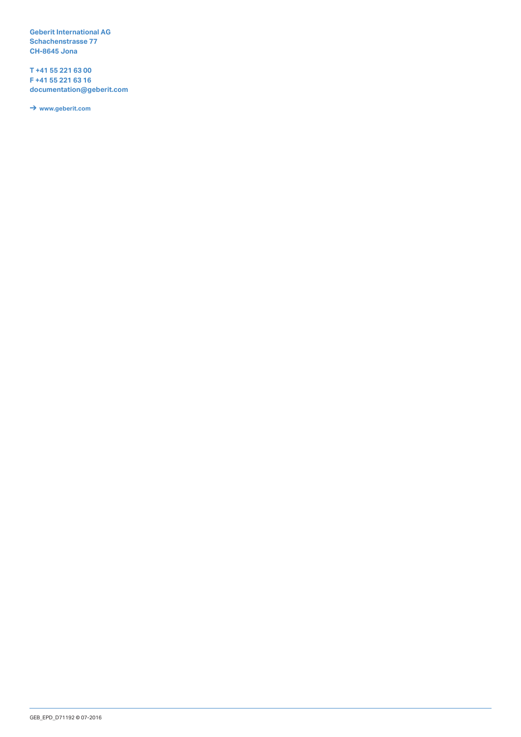**Geberit International AG**
**Schachenstrasse 77**
**CH-8645 Jona**

**T +41 55 221 63 00**
**F +41 55 221 63 16**
**documentation@geberit.com**

→ **www.geberit.com**

GEB_EPD_D71192 © 07-2016